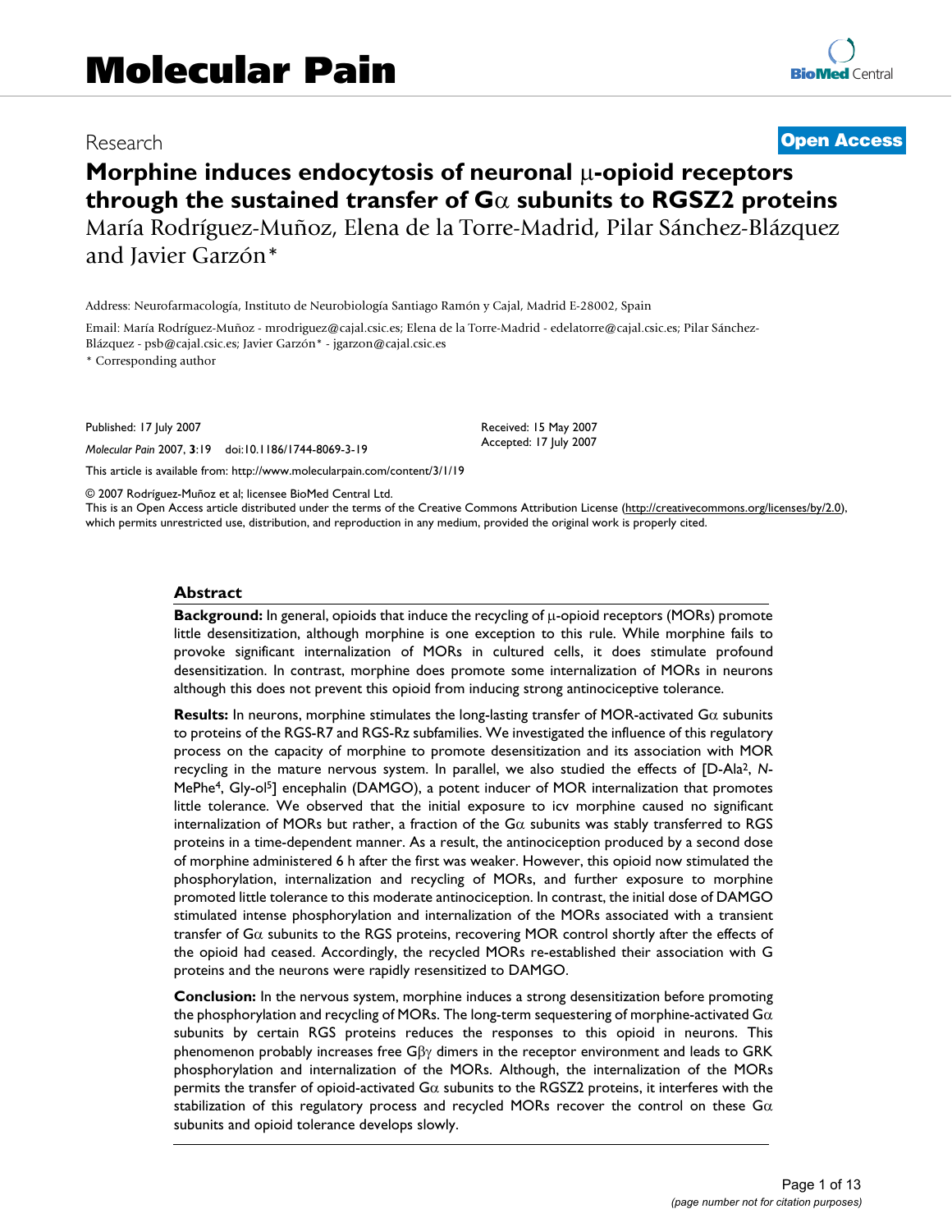Research

**Open Access**

# Morphine induces endocytosis of neuronal μ-opioid receptors through the sustained transfer of Gα subunits to RGSZ2 proteins

María Rodríguez-Muñoz, Elena de la Torre-Madrid, Pilar Sánchez-Blázquez and Javier Garzón*

Address: Neurofarmacología, Instituto de Neurobiología Santiago Ramón y Cajal, Madrid E-28002, Spain

Email: María Rodríguez-Muñoz - mrodriguez@cajal.csic.es; Elena de la Torre-Madrid - edelatorre@cajal.csic.es; Pilar Sánchez-Blázquez - psb@cajal.csic.es; Javier Garzón* - jgarzon@cajal.csic.es

\* Corresponding author

Published: 17 July 2007

*Molecular Pain* 2007, **3**:19 doi:10.1186/1744-8069-3-19

Received: 15 May 2007
Accepted: 17 July 2007

This article is available from: http://www.molecularpain.com/content/3/1/19

© 2007 Rodríguez-Muñoz et al; licensee BioMed Central Ltd.
This is an Open Access article distributed under the terms of the Creative Commons Attribution License (http://creativecommons.org/licenses/by/2.0), which permits unrestricted use, distribution, and reproduction in any medium, provided the original work is properly cited.

## Abstract

**Background:** In general, opioids that induce the recycling of μ-opioid receptors (MORs) promote little desensitization, although morphine is one exception to this rule. While morphine fails to provoke significant internalization of MORs in cultured cells, it does stimulate profound desensitization. In contrast, morphine does promote some internalization of MORs in neurons although this does not prevent this opioid from inducing strong antinociceptive tolerance.

**Results:** In neurons, morphine stimulates the long-lasting transfer of MOR-activated Gα subunits to proteins of the RGS-R7 and RGS-Rz subfamilies. We investigated the influence of this regulatory process on the capacity of morphine to promote desensitization and its association with MOR recycling in the mature nervous system. In parallel, we also studied the effects of [D-Ala[2], *N*-MePhe[4], Gly-ol[5]] encephalin (DAMGO), a potent inducer of MOR internalization that promotes little tolerance. We observed that the initial exposure to icv morphine caused no significant internalization of MORs but rather, a fraction of the Gα subunits was stably transferred to RGS proteins in a time-dependent manner. As a result, the antinociception produced by a second dose of morphine administered 6 h after the first was weaker. However, this opioid now stimulated the phosphorylation, internalization and recycling of MORs, and further exposure to morphine promoted little tolerance to this moderate antinociception. In contrast, the initial dose of DAMGO stimulated intense phosphorylation and internalization of the MORs associated with a transient transfer of Gα subunits to the RGS proteins, recovering MOR control shortly after the effects of the opioid had ceased. Accordingly, the recycled MORs re-established their association with G proteins and the neurons were rapidly resensitized to DAMGO.

**Conclusion:** In the nervous system, morphine induces a strong desensitization before promoting the phosphorylation and recycling of MORs. The long-term sequestering of morphine-activated Gα subunits by certain RGS proteins reduces the responses to this opioid in neurons. This phenomenon probably increases free Gβγ dimers in the receptor environment and leads to GRK phosphorylation and internalization of the MORs. Although, the internalization of the MORs permits the transfer of opioid-activated Gα subunits to the RGSZ2 proteins, it interferes with the stabilization of this regulatory process and recycled MORs recover the control on these Gα subunits and opioid tolerance develops slowly.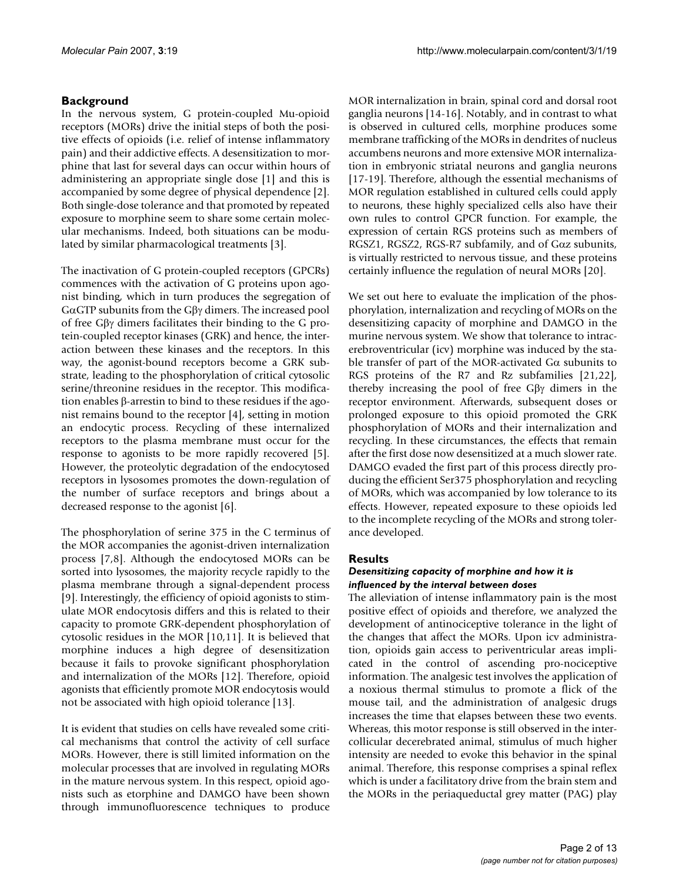## Background

In the nervous system, G protein-coupled Mu-opioid receptors (MORs) drive the initial steps of both the positive effects of opioids (i.e. relief of intense inflammatory pain) and their addictive effects. A desensitization to morphine that last for several days can occur within hours of administering an appropriate single dose [1] and this is accompanied by some degree of physical dependence [2]. Both single-dose tolerance and that promoted by repeated exposure to morphine seem to share some certain molecular mechanisms. Indeed, both situations can be modulated by similar pharmacological treatments [3].

The inactivation of G protein-coupled receptors (GPCRs) commences with the activation of G proteins upon agonist binding, which in turn produces the segregation of GαGTP subunits from the Gβγ dimers. The increased pool of free Gβγ dimers facilitates their binding to the G protein-coupled receptor kinases (GRK) and hence, the interaction between these kinases and the receptors. In this way, the agonist-bound receptors become a GRK substrate, leading to the phosphorylation of critical cytosolic serine/threonine residues in the receptor. This modification enables β-arrestin to bind to these residues if the agonist remains bound to the receptor [4], setting in motion an endocytic process. Recycling of these internalized receptors to the plasma membrane must occur for the response to agonists to be more rapidly recovered [5]. However, the proteolytic degradation of the endocytosed receptors in lysosomes promotes the down-regulation of the number of surface receptors and brings about a decreased response to the agonist [6].

The phosphorylation of serine 375 in the C terminus of the MOR accompanies the agonist-driven internalization process [7,8]. Although the endocytosed MORs can be sorted into lysosomes, the majority recycle rapidly to the plasma membrane through a signal-dependent process [9]. Interestingly, the efficiency of opioid agonists to stimulate MOR endocytosis differs and this is related to their capacity to promote GRK-dependent phosphorylation of cytosolic residues in the MOR [10,11]. It is believed that morphine induces a high degree of desensitization because it fails to provoke significant phosphorylation and internalization of the MORs [12]. Therefore, opioid agonists that efficiently promote MOR endocytosis would not be associated with high opioid tolerance [13].

It is evident that studies on cells have revealed some critical mechanisms that control the activity of cell surface MORs. However, there is still limited information on the molecular processes that are involved in regulating MORs in the mature nervous system. In this respect, opioid agonists such as etorphine and DAMGO have been shown through immunofluorescence techniques to produce MOR internalization in brain, spinal cord and dorsal root ganglia neurons [14-16]. Notably, and in contrast to what is observed in cultured cells, morphine produces some membrane trafficking of the MORs in dendrites of nucleus accumbens neurons and more extensive MOR internalization in embryonic striatal neurons and ganglia neurons [17-19]. Therefore, although the essential mechanisms of MOR regulation established in cultured cells could apply to neurons, these highly specialized cells also have their own rules to control GPCR function. For example, the expression of certain RGS proteins such as members of RGSZ1, RGSZ2, RGS-R7 subfamily, and of Gαz subunits, is virtually restricted to nervous tissue, and these proteins certainly influence the regulation of neural MORs [20].

We set out here to evaluate the implication of the phosphorylation, internalization and recycling of MORs on the desensitizing capacity of morphine and DAMGO in the murine nervous system. We show that tolerance to intracerebroventricular (icv) morphine was induced by the stable transfer of part of the MOR-activated Gα subunits to RGS proteins of the R7 and Rz subfamilies [21,22], thereby increasing the pool of free Gβγ dimers in the receptor environment. Afterwards, subsequent doses or prolonged exposure to this opioid promoted the GRK phosphorylation of MORs and their internalization and recycling. In these circumstances, the effects that remain after the first dose now desensitized at a much slower rate. DAMGO evaded the first part of this process directly producing the efficient Ser375 phosphorylation and recycling of MORs, which was accompanied by low tolerance to its effects. However, repeated exposure to these opioids led to the incomplete recycling of the MORs and strong tolerance developed.

## Results

### *Desensitizing capacity of morphine and how it is influenced by the interval between doses*

The alleviation of intense inflammatory pain is the most positive effect of opioids and therefore, we analyzed the development of antinociceptive tolerance in the light of the changes that affect the MORs. Upon icv administration, opioids gain access to periventricular areas implicated in the control of ascending pro-nociceptive information. The analgesic test involves the application of a noxious thermal stimulus to promote a flick of the mouse tail, and the administration of analgesic drugs increases the time that elapses between these two events. Whereas, this motor response is still observed in the intercollicular decerebrated animal, stimulus of much higher intensity are needed to evoke this behavior in the spinal animal. Therefore, this response comprises a spinal reflex which is under a facilitatory drive from the brain stem and the MORs in the periaqueductal grey matter (PAG) play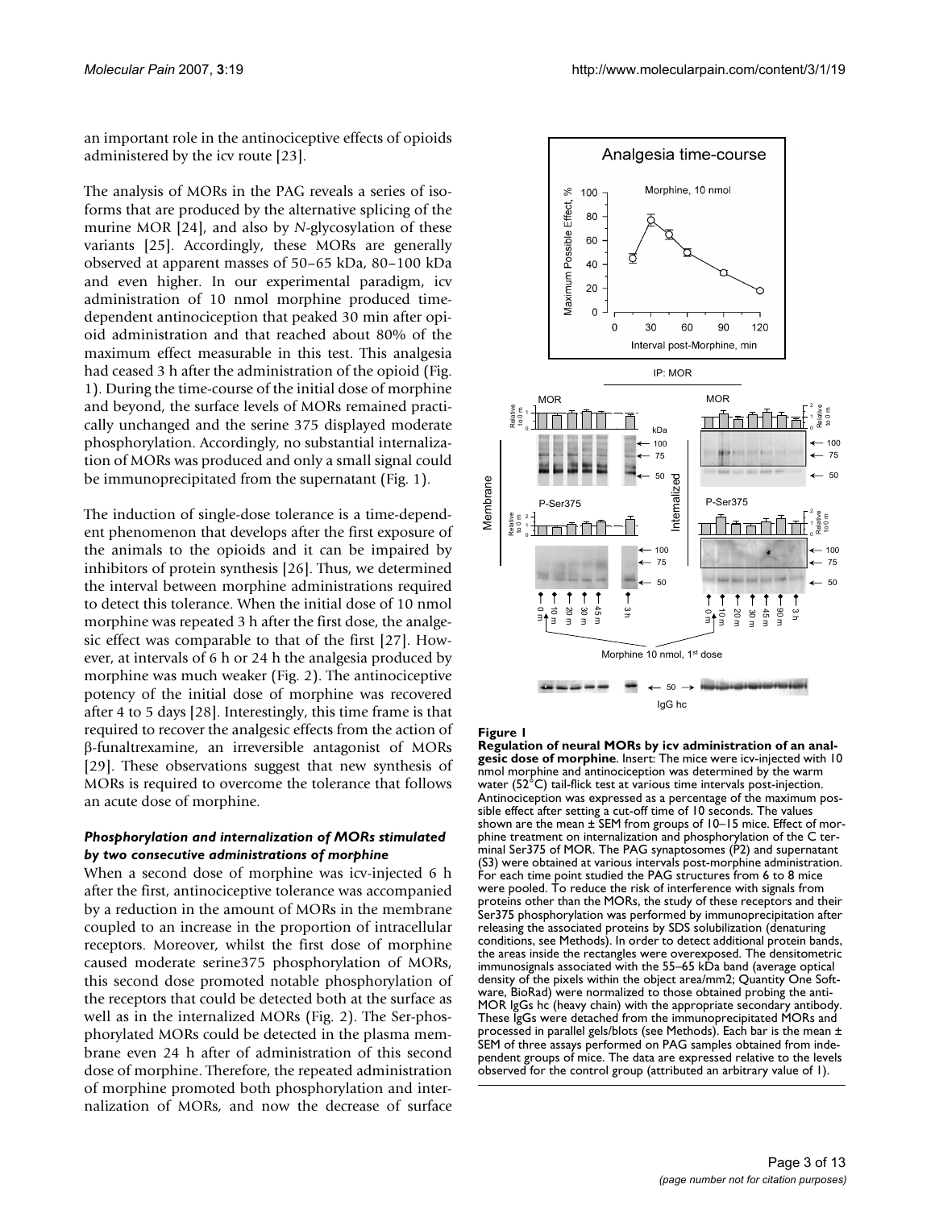an important role in the antinociceptive effects of opioids administered by the icv route [23].

The analysis of MORs in the PAG reveals a series of isoforms that are produced by the alternative splicing of the murine MOR [24], and also by *N*-glycosylation of these variants [25]. Accordingly, these MORs are generally observed at apparent masses of 50–65 kDa, 80–100 kDa and even higher. In our experimental paradigm, icv administration of 10 nmol morphine produced time-dependent antinociception that peaked 30 min after opioid administration and that reached about 80% of the maximum effect measurable in this test. This analgesia had ceased 3 h after the administration of the opioid (Fig. 1). During the time-course of the initial dose of morphine and beyond, the surface levels of MORs remained practically unchanged and the serine 375 displayed moderate phosphorylation. Accordingly, no substantial internalization of MORs was produced and only a small signal could be immunoprecipitated from the supernatant (Fig. 1).

The induction of single-dose tolerance is a time-dependent phenomenon that develops after the first exposure of the animals to the opioids and it can be impaired by inhibitors of protein synthesis [26]. Thus, we determined the interval between morphine administrations required to detect this tolerance. When the initial dose of 10 nmol morphine was repeated 3 h after the first dose, the analgesic effect was comparable to that of the first [27]. However, at intervals of 6 h or 24 h the analgesia produced by morphine was much weaker (Fig. 2). The antinociceptive potency of the initial dose of morphine was recovered after 4 to 5 days [28]. Interestingly, this time frame is that required to recover the analgesic effects from the action of β-funaltrexamine, an irreversible antagonist of MORs [29]. These observations suggest that new synthesis of MORs is required to overcome the tolerance that follows an acute dose of morphine.

### *Phosphorylation and internalization of MORs stimulated by two consecutive administrations of morphine*

When a second dose of morphine was icv-injected 6 h after the first, antinociceptive tolerance was accompanied by a reduction in the amount of MORs in the membrane coupled to an increase in the proportion of intracellular receptors. Moreover, whilst the first dose of morphine caused moderate serine375 phosphorylation of MORs, this second dose promoted notable phosphorylation of the receptors that could be detected both at the surface as well as in the internalized MORs (Fig. 2). The Ser-phosphorylated MORs could be detected in the plasma membrane even 24 h after of administration of this second dose of morphine. Therefore, the repeated administration of morphine promoted both phosphorylation and internalization of MORs, and now the decrease of surface

**Figure 1**

**Regulation of neural MORs by icv administration of an analgesic dose of morphine**. Insert: The mice were icv-injected with 10 nmol morphine and antinociception was determined by the warm water (52°C) tail-flick test at various time intervals post-injection. Antinociception was expressed as a percentage of the maximum possible effect after setting a cut-off time of 10 seconds. The values shown are the mean ± SEM from groups of 10–15 mice. Effect of morphine treatment on internalization and phosphorylation of the C terminal Ser375 of MOR. The PAG synaptosomes (P2) and supernatant (S3) were obtained at various intervals post-morphine administration. For each time point studied the PAG structures from 6 to 8 mice were pooled. To reduce the risk of interference with signals from proteins other than the MORs, the study of these receptors and their Ser375 phosphorylation was performed by immunoprecipitation after releasing the associated proteins by SDS solubilization (denaturing conditions, see Methods). In order to detect additional protein bands, the areas inside the rectangles were overexposed. The densitometric immunosignals associated with the 55–65 kDa band (average optical density of the pixels within the object area/mm2; Quantity One Software, BioRad) were normalized to those obtained probing the anti-MOR IgGs hc (heavy chain) with the appropriate secondary antibody. These IgGs were detached from the immunoprecipitated MORs and processed in parallel gels/blots (see Methods). Each bar is the mean ± SEM of three assays performed on PAG samples obtained from independent groups of mice. The data are expressed relative to the levels observed for the control group (attributed an arbitrary value of 1).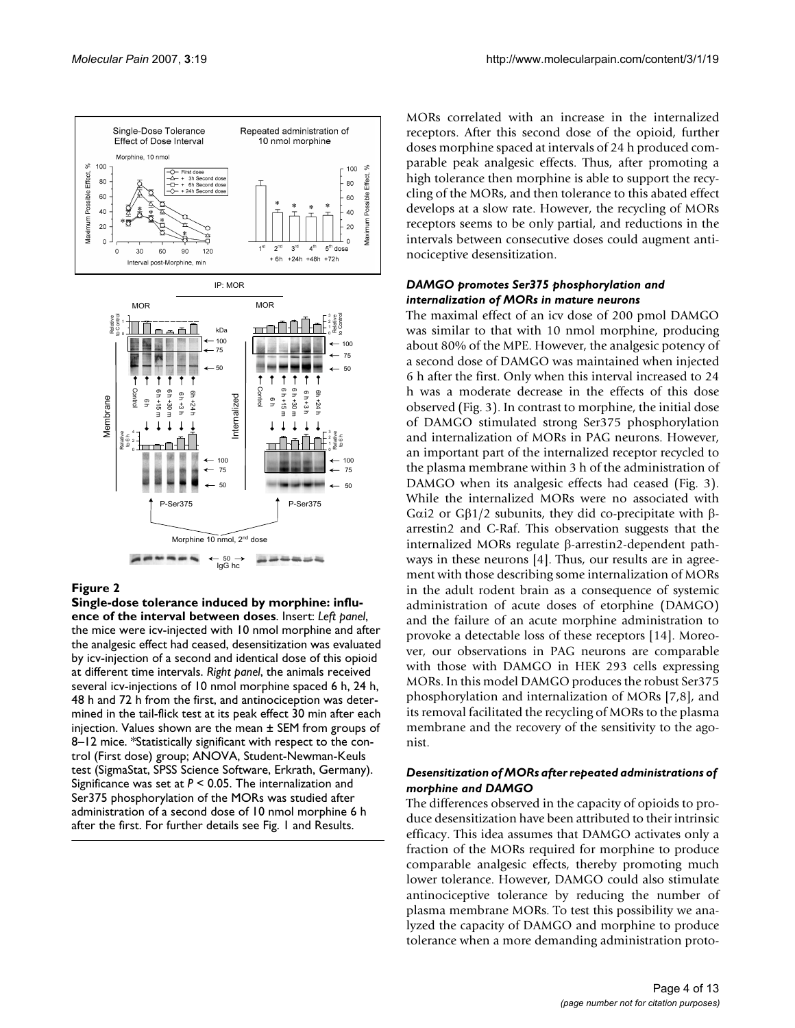**Figure 2**

**Single-dose tolerance induced by morphine: influence of the interval between doses**. Insert: *Left panel*, the mice were icv-injected with 10 nmol morphine and after the analgesic effect had ceased, desensitization was evaluated by icv-injection of a second and identical dose of this opioid at different time intervals. *Right panel*, the animals received several icv-injections of 10 nmol morphine spaced 6 h, 24 h, 48 h and 72 h from the first, and antinociception was determined in the tail-flick test at its peak effect 30 min after each injection. Values shown are the mean ± SEM from groups of 8–12 mice. *Statistically significant with respect to the control (First dose) group; ANOVA, Student-Newman-Keuls test (SigmaStat, SPSS Science Software, Erkrath, Germany). Significance was set at $P < 0.05$. The internalization and Ser375 phosphorylation of the MORs was studied after administration of a second dose of 10 nmol morphine 6 h after the first. For further details see Fig. 1 and Results.

MORs correlated with an increase in the internalized receptors. After this second dose of the opioid, further doses morphine spaced at intervals of 24 h produced comparable peak analgesic effects. Thus, after promoting a high tolerance then morphine is able to support the recycling of the MORs, and then tolerance to this abated effect develops at a slow rate. However, the recycling of MORs receptors seems to be only partial, and reductions in the intervals between consecutive doses could augment antinociceptive desensitization.

### *DAMGO promotes Ser375 phosphorylation and internalization of MORs in mature neurons*

The maximal effect of an icv dose of 200 pmol DAMGO was similar to that with 10 nmol morphine, producing about 80% of the MPE. However, the analgesic potency of a second dose of DAMGO was maintained when injected 6 h after the first. Only when this interval increased to 24 h was a moderate decrease in the effects of this dose observed (Fig. 3). In contrast to morphine, the initial dose of DAMGO stimulated strong Ser375 phosphorylation and internalization of MORs in PAG neurons. However, an important part of the internalized receptor recycled to the plasma membrane within 3 h of the administration of DAMGO when its analgesic effects had ceased (Fig. 3). While the internalized MORs were no associated with Gαi2 or Gβ1/2 subunits, they did co-precipitate with β-arrestin2 and C-Raf. This observation suggests that the internalized MORs regulate β-arrestin2-dependent pathways in these neurons [4]. Thus, our results are in agreement with those describing some internalization of MORs in the adult rodent brain as a consequence of systemic administration of acute doses of etorphine (DAMGO) and the failure of an acute morphine administration to provoke a detectable loss of these receptors [14]. Moreover, our observations in PAG neurons are comparable with those with DAMGO in HEK 293 cells expressing MORs. In this model DAMGO produces the robust Ser375 phosphorylation and internalization of MORs [7,8], and its removal facilitated the recycling of MORs to the plasma membrane and the recovery of the sensitivity to the agonist.

### *Desensitization of MORs after repeated administrations of morphine and DAMGO*

The differences observed in the capacity of opioids to produce desensitization have been attributed to their intrinsic efficacy. This idea assumes that DAMGO activates only a fraction of the MORs required for morphine to produce comparable analgesic effects, thereby promoting much lower tolerance. However, DAMGO could also stimulate antinociceptive tolerance by reducing the number of plasma membrane MORs. To test this possibility we analyzed the capacity of DAMGO and morphine to produce tolerance when a more demanding administration proto-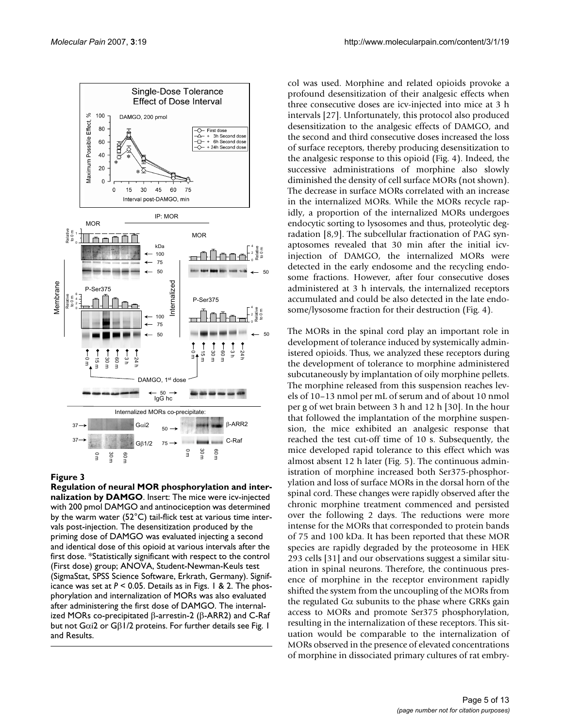**Figure 3**

**Regulation of neural MOR phosphorylation and internalization by DAMGO**. Insert: The mice were icv-injected with 200 pmol DAMGO and antinociception was determined by the warm water (52°C) tail-flick test at various time intervals post-injection. The desensitization produced by the priming dose of DAMGO was evaluated injecting a second and identical dose of this opioid at various intervals after the first dose. *Statistically significant with respect to the control (First dose) group; ANOVA, Student-Newman-Keuls test (SigmaStat, SPSS Science Software, Erkrath, Germany). Significance was set at $P < 0.05$. Details as in Figs. 1 & 2. The phosphorylation and internalization of MORs was also evaluated after administering the first dose of DAMGO. The internalized MORs co-precipitated β-arrestin-2 (β-ARR2) and C-Raf but not Gαi2 or Gβ1/2 proteins. For further details see Fig. 1 and Results.

col was used. Morphine and related opioids provoke a profound desensitization of their analgesic effects when three consecutive doses are icv-injected into mice at 3 h intervals [27]. Unfortunately, this protocol also produced desensitization to the analgesic effects of DAMGO, and the second and third consecutive doses increased the loss of surface receptors, thereby producing desensitization to the analgesic response to this opioid (Fig. 4). Indeed, the successive administrations of morphine also slowly diminished the density of cell surface MORs (not shown). The decrease in surface MORs correlated with an increase in the internalized MORs. While the MORs recycle rapidly, a proportion of the internalized MORs undergoes endocytic sorting to lysosomes and thus, proteolytic degradation [8,9]. The subcellular fractionation of PAG synaptosomes revealed that 30 min after the initial icv-injection of DAMGO, the internalized MORs were detected in the early endosome and the recycling endosome fractions. However, after four consecutive doses administered at 3 h intervals, the internalized receptors accumulated and could be also detected in the late endosome/lysosome fraction for their destruction (Fig. 4).

The MORs in the spinal cord play an important role in development of tolerance induced by systemically administered opioids. Thus, we analyzed these receptors during the development of tolerance to morphine administered subcutaneously by implantation of oily morphine pellets. The morphine released from this suspension reaches levels of 10–13 nmol per mL of serum and of about 10 nmol per g of wet brain between 3 h and 12 h [30]. In the hour that followed the implantation of the morphine suspension, the mice exhibited an analgesic response that reached the test cut-off time of 10 s. Subsequently, the mice developed rapid tolerance to this effect which was almost absent 12 h later (Fig. 5). The continuous administration of morphine increased both Ser375-phosphorylation and loss of surface MORs in the dorsal horn of the spinal cord. These changes were rapidly observed after the chronic morphine treatment commenced and persisted over the following 2 days. The reductions were more intense for the MORs that corresponded to protein bands of 75 and 100 kDa. It has been reported that these MOR species are rapidly degraded by the proteosome in HEK 293 cells [31] and our observations suggest a similar situation in spinal neurons. Therefore, the continuous presence of morphine in the receptor environment rapidly shifted the system from the uncoupling of the MORs from the regulated Gα subunits to the phase where GRKs gain access to MORs and promote Ser375 phosphorylation, resulting in the internalization of these receptors. This situation would be comparable to the internalization of MORs observed in the presence of elevated concentrations of morphine in dissociated primary cultures of rat embry-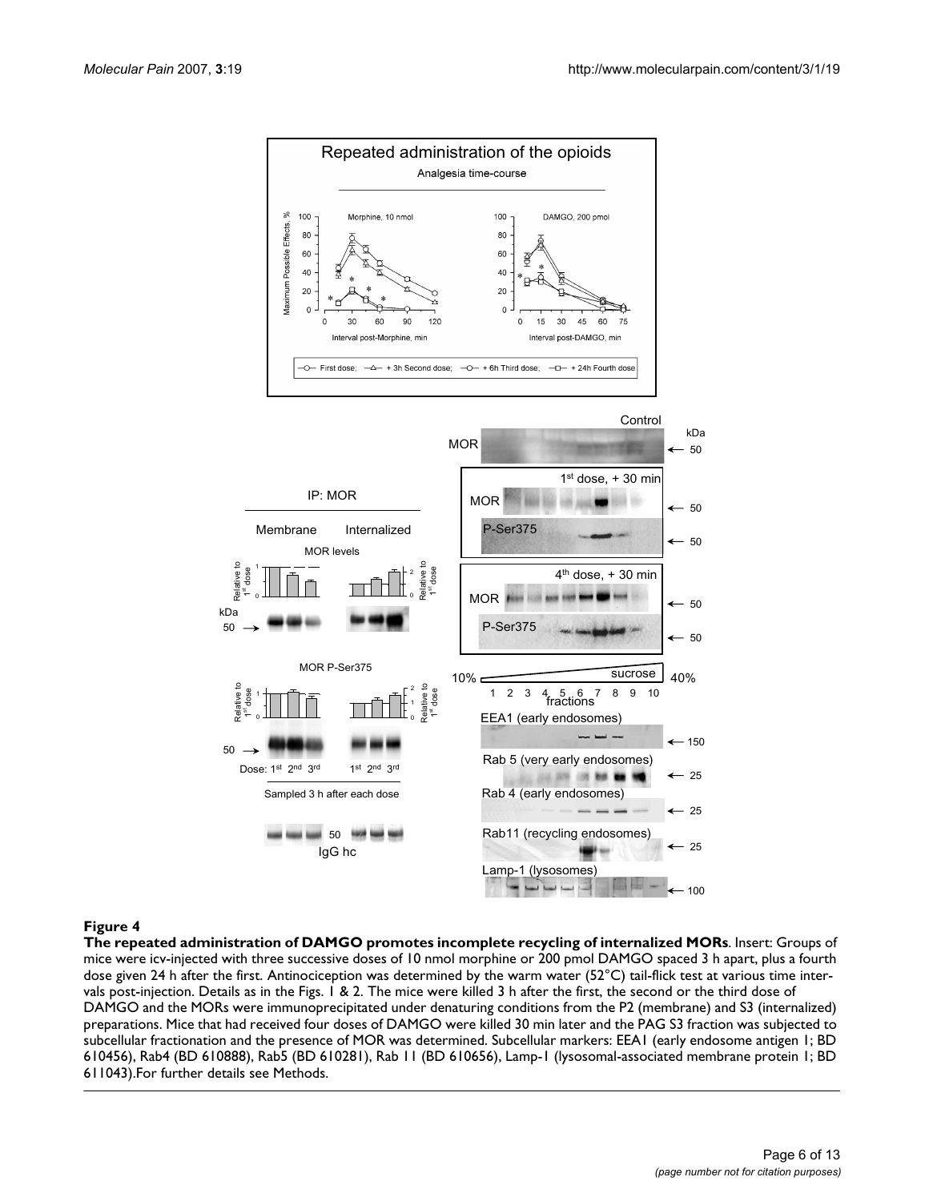**Figure 4**

**The repeated administration of DAMGO promotes incomplete recycling of internalized MORs**. Insert: Groups of mice were icv-injected with three successive doses of 10 nmol morphine or 200 pmol DAMGO spaced 3 h apart, plus a fourth dose given 24 h after the first. Antinociception was determined by the warm water (52°C) tail-flick test at various time intervals post-injection. Details as in the Figs. 1 & 2. The mice were killed 3 h after the first, the second or the third dose of DAMGO and the MORs were immunoprecipitated under denaturing conditions from the P2 (membrane) and S3 (internalized) preparations. Mice that had received four doses of DAMGO were killed 30 min later and the PAG S3 fraction was subjected to subcellular fractionation and the presence of MOR was determined. Subcellular markers: EEA1 (early endosome antigen 1; BD 610456), Rab4 (BD 610888), Rab5 (BD 610281), Rab 11 (BD 610656), Lamp-1 (lysosomal-associated membrane protein 1; BD 611043).For further details see Methods.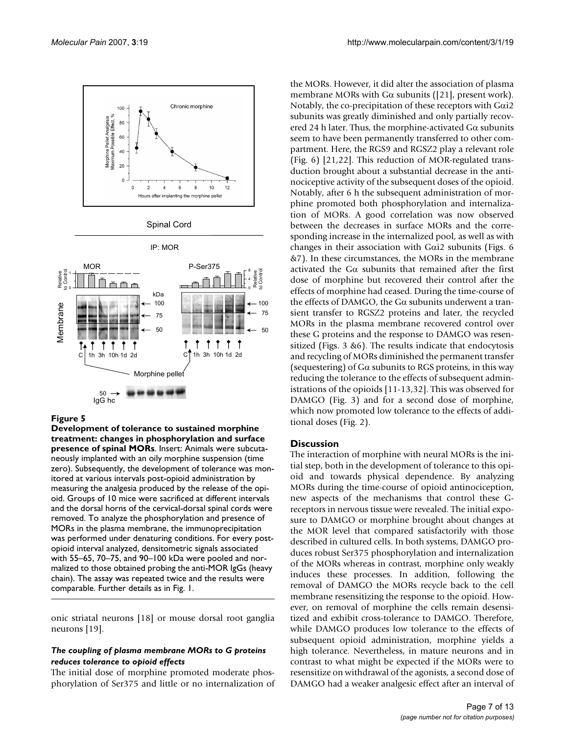**Figure 5**

**Development of tolerance to sustained morphine treatment: changes in phosphorylation and surface presence of spinal MORs**. Insert: Animals were subcutaneously implanted with an oily morphine suspension (time zero). Subsequently, the development of tolerance was monitored at various intervals post-opioid administration by measuring the analgesia produced by the release of the opioid. Groups of 10 mice were sacrificed at different intervals and the dorsal horns of the cervical-dorsal spinal cords were removed. To analyze the phosphorylation and presence of MORs in the plasma membrane, the immunoprecipitation was performed under denaturing conditions. For every post-opioid interval analyzed, densitometric signals associated with 55–65, 70–75, and 90–100 kDa were pooled and normalized to those obtained probing the anti-MOR IgGs (heavy chain). The assay was repeated twice and the results were comparable. Further details as in Fig. 1.

onic striatal neurons [18] or mouse dorsal root ganglia neurons [19].

### *The coupling of plasma membrane MORs to G proteins reduces tolerance to opioid effects*

The initial dose of morphine promoted moderate phosphorylation of Ser375 and little or no internalization of the MORs. However, it did alter the association of plasma membrane MORs with Gα subunits ([21], present work). Notably, the co-precipitation of these receptors with Gαi2 subunits was greatly diminished and only partially recovered 24 h later. Thus, the morphine-activated Gα subunits seem to have been permanently transferred to other compartment. Here, the RGS9 and RGSZ2 play a relevant role (Fig. 6) [21,22]. This reduction of MOR-regulated transduction brought about a substantial decrease in the antinociceptive activity of the subsequent doses of the opioid. Notably, after 6 h the subsequent administration of morphine promoted both phosphorylation and internalization of MORs. A good correlation was now observed between the decreases in surface MORs and the corresponding increase in the internalized pool, as well as with changes in their association with Gαi2 subunits (Figs. 6 &7). In these circumstances, the MORs in the membrane activated the Gα subunits that remained after the first dose of morphine but recovered their control after the effects of morphine had ceased. During the time-course of the effects of DAMGO, the Gα subunits underwent a transient transfer to RGSZ2 proteins and later, the recycled MORs in the plasma membrane recovered control over these G proteins and the response to DAMGO was resensitized (Figs. 3 &6). The results indicate that endocytosis and recycling of MORs diminished the permanent transfer (sequestering) of Gα subunits to RGS proteins, in this way reducing the tolerance to the effects of subsequent administrations of the opioids [11-13,32]. This was observed for DAMGO (Fig. 3) and for a second dose of morphine, which now promoted low tolerance to the effects of additional doses (Fig. 2).

## Discussion

The interaction of morphine with neural MORs is the initial step, both in the development of tolerance to this opioid and towards physical dependence. By analyzing MORs during the time-course of opioid antinociception, new aspects of the mechanisms that control these G-receptors in nervous tissue were revealed. The initial exposure to DAMGO or morphine brought about changes at the MOR level that compared satisfactorily with those described in cultured cells. In both systems, DAMGO produces robust Ser375 phosphorylation and internalization of the MORs whereas in contrast, morphine only weakly induces these processes. In addition, following the removal of DAMGO the MORs recycle back to the cell membrane resensitizing the response to the opioid. However, on removal of morphine the cells remain desensitized and exhibit cross-tolerance to DAMGO. Therefore, while DAMGO produces low tolerance to the effects of subsequent opioid administration, morphine yields a high tolerance. Nevertheless, in mature neurons and in contrast to what might be expected if the MORs were to resensitize on withdrawal of the agonists, a second dose of DAMGO had a weaker analgesic effect after an interval of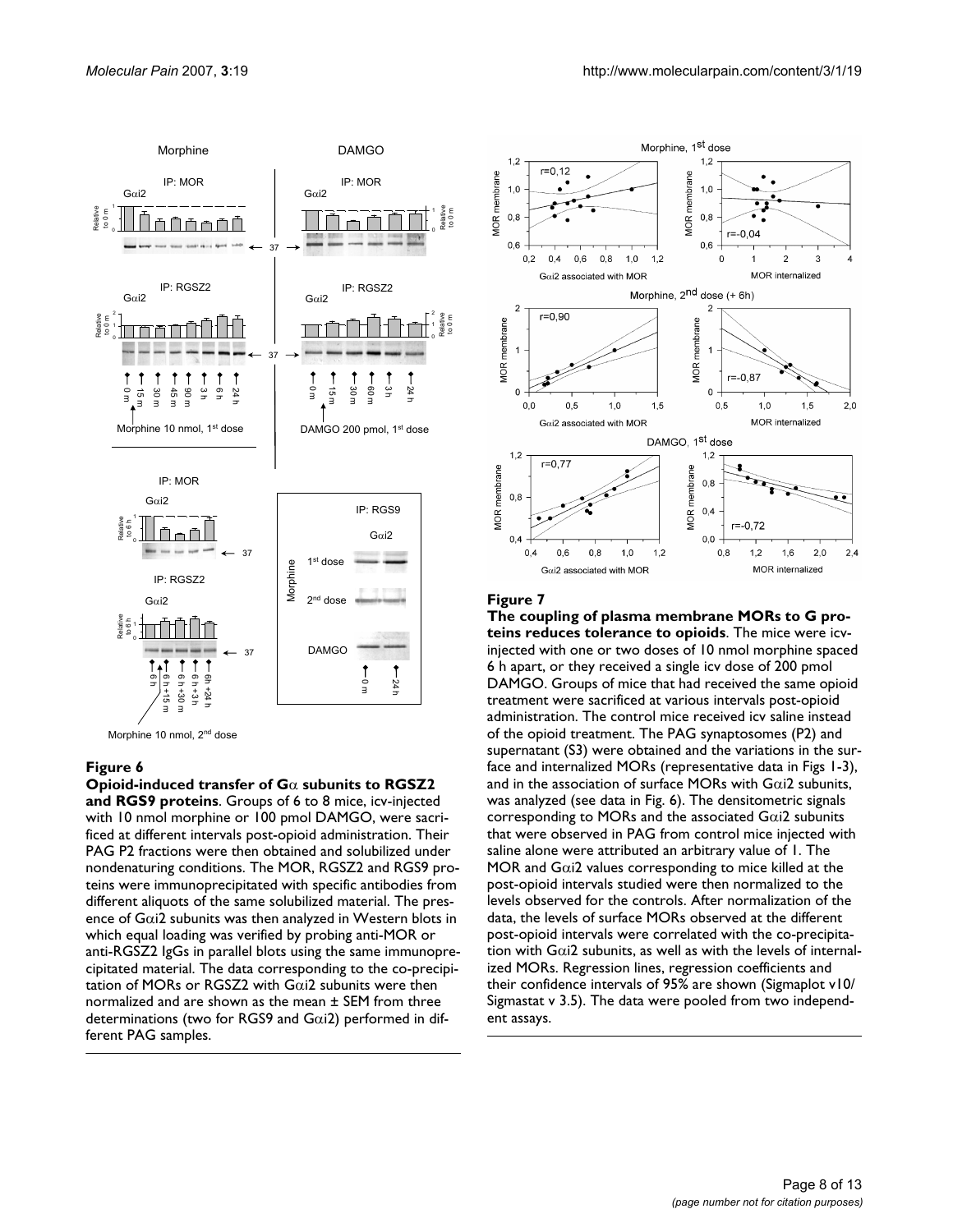**Figure 6**

**Opioid-induced transfer of Gα subunits to RGSZ2 and RGS9 proteins**. Groups of 6 to 8 mice, icv-injected with 10 nmol morphine or 100 pmol DAMGO, were sacrificed at different intervals post-opioid administration. Their PAG P2 fractions were then obtained and solubilized under nondenaturing conditions. The MOR, RGSZ2 and RGS9 proteins were immunoprecipitated with specific antibodies from different aliquots of the same solubilized material. The presence of Gαi2 subunits was then analyzed in Western blots in which equal loading was verified by probing anti-MOR or anti-RGSZ2 IgGs in parallel blots using the same immunoprecipitated material. The data corresponding to the co-precipitation of MORs or RGSZ2 with Gαi2 subunits were then normalized and are shown as the mean ± SEM from three determinations (two for RGS9 and Gαi2) performed in different PAG samples.

**Figure 7**

**The coupling of plasma membrane MORs to G proteins reduces tolerance to opioids**. The mice were icv-injected with one or two doses of 10 nmol morphine spaced 6 h apart, or they received a single icv dose of 200 pmol DAMGO. Groups of mice that had received the same opioid treatment were sacrificed at various intervals post-opioid administration. The control mice received icv saline instead of the opioid treatment. The PAG synaptosomes (P2) and supernatant (S3) were obtained and the variations in the surface and internalized MORs (representative data in Figs 1-3), and in the association of surface MORs with Gαi2 subunits, was analyzed (see data in Fig. 6). The densitometric signals corresponding to MORs and the associated Gαi2 subunits that were observed in PAG from control mice injected with saline alone were attributed an arbitrary value of 1. The MOR and Gαi2 values corresponding to mice killed at the post-opioid intervals studied were then normalized to the levels observed for the controls. After normalization of the data, the levels of surface MORs observed at the different post-opioid intervals were correlated with the co-precipitation with Gαi2 subunits, as well as with the levels of internalized MORs. Regression lines, regression coefficients and their confidence intervals of 95% are shown (Sigmaplot v10/ Sigmastat v 3.5). The data were pooled from two independent assays.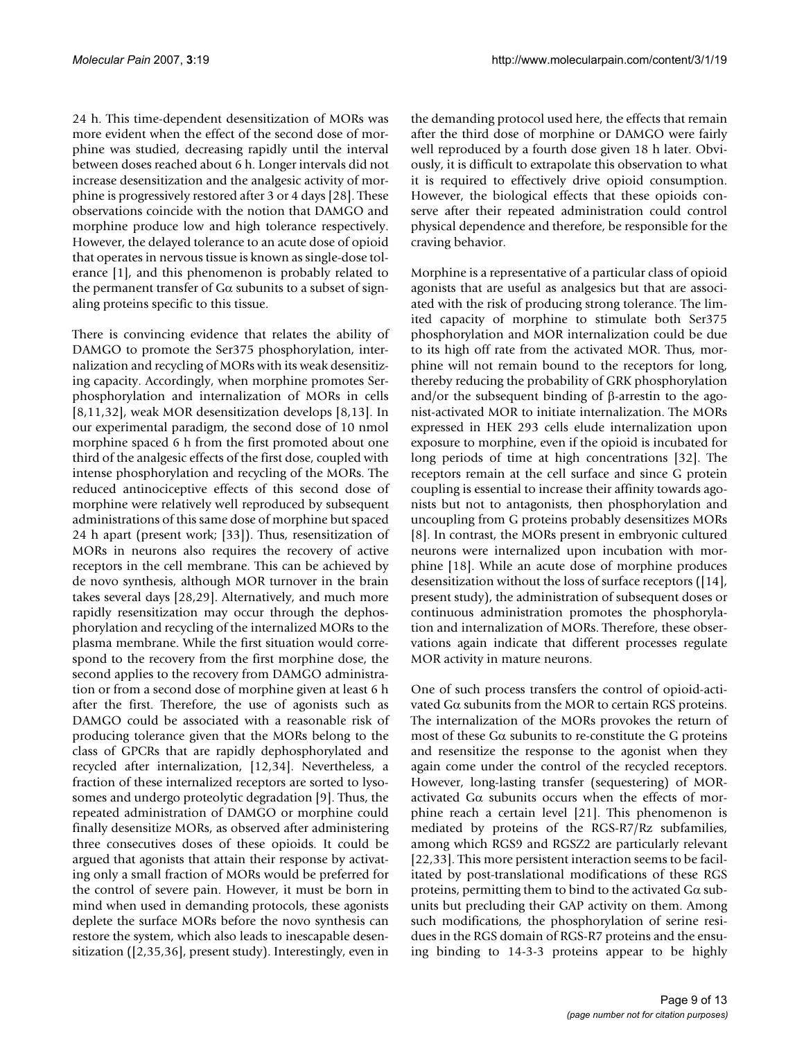24 h. This time-dependent desensitization of MORs was more evident when the effect of the second dose of morphine was studied, decreasing rapidly until the interval between doses reached about 6 h. Longer intervals did not increase desensitization and the analgesic activity of morphine is progressively restored after 3 or 4 days [28]. These observations coincide with the notion that DAMGO and morphine produce low and high tolerance respectively. However, the delayed tolerance to an acute dose of opioid that operates in nervous tissue is known as single-dose tolerance [1], and this phenomenon is probably related to the permanent transfer of Gα subunits to a subset of signaling proteins specific to this tissue.

There is convincing evidence that relates the ability of DAMGO to promote the Ser375 phosphorylation, internalization and recycling of MORs with its weak desensitizing capacity. Accordingly, when morphine promotes Ser-phosphorylation and internalization of MORs in cells [8,11,32], weak MOR desensitization develops [8,13]. In our experimental paradigm, the second dose of 10 nmol morphine spaced 6 h from the first promoted about one third of the analgesic effects of the first dose, coupled with intense phosphorylation and recycling of the MORs. The reduced antinociceptive effects of this second dose of morphine were relatively well reproduced by subsequent administrations of this same dose of morphine but spaced 24 h apart (present work; [33]). Thus, resensitization of MORs in neurons also requires the recovery of active receptors in the cell membrane. This can be achieved by de novo synthesis, although MOR turnover in the brain takes several days [28,29]. Alternatively, and much more rapidly resensitization may occur through the dephosphorylation and recycling of the internalized MORs to the plasma membrane. While the first situation would correspond to the recovery from the first morphine dose, the second applies to the recovery from DAMGO administration or from a second dose of morphine given at least 6 h after the first. Therefore, the use of agonists such as DAMGO could be associated with a reasonable risk of producing tolerance given that the MORs belong to the class of GPCRs that are rapidly dephosphorylated and recycled after internalization, [12,34]. Nevertheless, a fraction of these internalized receptors are sorted to lysosomes and undergo proteolytic degradation [9]. Thus, the repeated administration of DAMGO or morphine could finally desensitize MORs, as observed after administering three consecutives doses of these opioids. It could be argued that agonists that attain their response by activating only a small fraction of MORs would be preferred for the control of severe pain. However, it must be born in mind when used in demanding protocols, these agonists deplete the surface MORs before the novo synthesis can restore the system, which also leads to inescapable desensitization ([2,35,36], present study). Interestingly, even in the demanding protocol used here, the effects that remain after the third dose of morphine or DAMGO were fairly well reproduced by a fourth dose given 18 h later. Obviously, it is difficult to extrapolate this observation to what it is required to effectively drive opioid consumption. However, the biological effects that these opioids conserve after their repeated administration could control physical dependence and therefore, be responsible for the craving behavior.

Morphine is a representative of a particular class of opioid agonists that are useful as analgesics but that are associated with the risk of producing strong tolerance. The limited capacity of morphine to stimulate both Ser375 phosphorylation and MOR internalization could be due to its high off rate from the activated MOR. Thus, morphine will not remain bound to the receptors for long, thereby reducing the probability of GRK phosphorylation and/or the subsequent binding of β-arrestin to the agonist-activated MOR to initiate internalization. The MORs expressed in HEK 293 cells elude internalization upon exposure to morphine, even if the opioid is incubated for long periods of time at high concentrations [32]. The receptors remain at the cell surface and since G protein coupling is essential to increase their affinity towards agonists but not to antagonists, then phosphorylation and uncoupling from G proteins probably desensitizes MORs [8]. In contrast, the MORs present in embryonic cultured neurons were internalized upon incubation with morphine [18]. While an acute dose of morphine produces desensitization without the loss of surface receptors ([14], present study), the administration of subsequent doses or continuous administration promotes the phosphorylation and internalization of MORs. Therefore, these observations again indicate that different processes regulate MOR activity in mature neurons.

One of such process transfers the control of opioid-activated Gα subunits from the MOR to certain RGS proteins. The internalization of the MORs provokes the return of most of these Gα subunits to re-constitute the G proteins and resensitize the response to the agonist when they again come under the control of the recycled receptors. However, long-lasting transfer (sequestering) of MOR-activated Gα subunits occurs when the effects of morphine reach a certain level [21]. This phenomenon is mediated by proteins of the RGS-R7/Rz subfamilies, among which RGS9 and RGSZ2 are particularly relevant [22,33]. This more persistent interaction seems to be facilitated by post-translational modifications of these RGS proteins, permitting them to bind to the activated Gα subunits but precluding their GAP activity on them. Among such modifications, the phosphorylation of serine residues in the RGS domain of RGS-R7 proteins and the ensuing binding to 14-3-3 proteins appear to be highly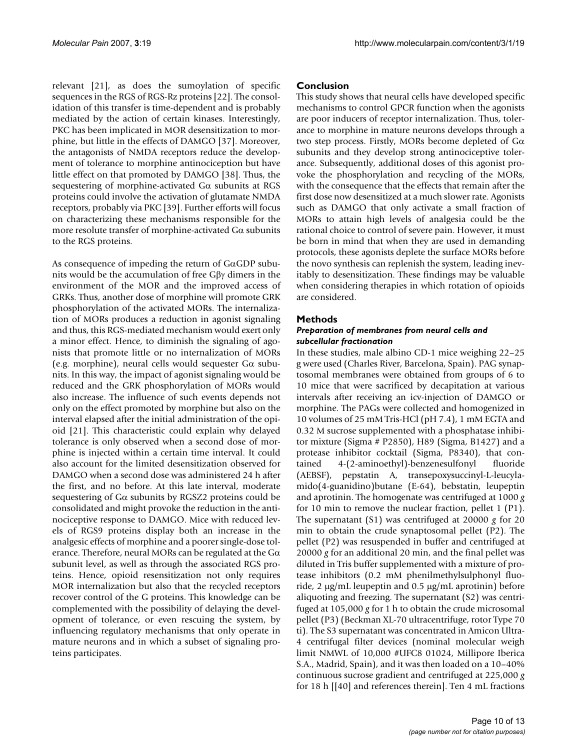relevant [21], as does the sumoylation of specific sequences in the RGS of RGS-Rz proteins [22]. The consolidation of this transfer is time-dependent and is probably mediated by the action of certain kinases. Interestingly, PKC has been implicated in MOR desensitization to morphine, but little in the effects of DAMGO [37]. Moreover, the antagonists of NMDA receptors reduce the development of tolerance to morphine antinociception but have little effect on that promoted by DAMGO [38]. Thus, the sequestering of morphine-activated Gα subunits at RGS proteins could involve the activation of glutamate NMDA receptors, probably via PKC [39]. Further efforts will focus on characterizing these mechanisms responsible for the more resolute transfer of morphine-activated Gα subunits to the RGS proteins.

As consequence of impeding the return of GαGDP subunits would be the accumulation of free Gβγ dimers in the environment of the MOR and the improved access of GRKs. Thus, another dose of morphine will promote GRK phosphorylation of the activated MORs. The internalization of MORs produces a reduction in agonist signaling and thus, this RGS-mediated mechanism would exert only a minor effect. Hence, to diminish the signaling of agonists that promote little or no internalization of MORs (e.g. morphine), neural cells would sequester Gα subunits. In this way, the impact of agonist signaling would be reduced and the GRK phosphorylation of MORs would also increase. The influence of such events depends not only on the effect promoted by morphine but also on the interval elapsed after the initial administration of the opioid [21]. This characteristic could explain why delayed tolerance is only observed when a second dose of morphine is injected within a certain time interval. It could also account for the limited desensitization observed for DAMGO when a second dose was administered 24 h after the first, and no before. At this late interval, moderate sequestering of Gα subunits by RGSZ2 proteins could be consolidated and might provoke the reduction in the antinociceptive response to DAMGO. Mice with reduced levels of RGS9 proteins display both an increase in the analgesic effects of morphine and a poorer single-dose tolerance. Therefore, neural MORs can be regulated at the Gα subunit level, as well as through the associated RGS proteins. Hence, opioid resensitization not only requires MOR internalization but also that the recycled receptors recover control of the G proteins. This knowledge can be complemented with the possibility of delaying the development of tolerance, or even rescuing the system, by influencing regulatory mechanisms that only operate in mature neurons and in which a subset of signaling proteins participates.

## Conclusion

This study shows that neural cells have developed specific mechanisms to control GPCR function when the agonists are poor inducers of receptor internalization. Thus, tolerance to morphine in mature neurons develops through a two step process. Firstly, MORs become depleted of Gα subunits and they develop strong antinociceptive tolerance. Subsequently, additional doses of this agonist provoke the phosphorylation and recycling of the MORs, with the consequence that the effects that remain after the first dose now desensitized at a much slower rate. Agonists such as DAMGO that only activate a small fraction of MORs to attain high levels of analgesia could be the rational choice to control of severe pain. However, it must be born in mind that when they are used in demanding protocols, these agonists deplete the surface MORs before the novo synthesis can replenish the system, leading inevitably to desensitization. These findings may be valuable when considering therapies in which rotation of opioids are considered.

## Methods

### *Preparation of membranes from neural cells and subcellular fractionation*

In these studies, male albino CD-1 mice weighing 22–25 g were used (Charles River, Barcelona, Spain). PAG synaptosomal membranes were obtained from groups of 6 to 10 mice that were sacrificed by decapitation at various intervals after receiving an icv-injection of DAMGO or morphine. The PAGs were collected and homogenized in 10 volumes of 25 mM Tris-HCl (pH 7.4), 1 mM EGTA and 0.32 M sucrose supplemented with a phosphatase inhibitor mixture (Sigma # P2850), H89 (Sigma, B1427) and a protease inhibitor cocktail (Sigma, P8340), that contained 4-(2-aminoethyl)-benzenesulfonyl fluoride (AEBSF), pepstatin A, transepoxysuccinyl-L-leucylamido(4-guanidino)butane (E-64), bebstatin, leupeptin and aprotinin. The homogenate was centrifuged at 1000 *g* for 10 min to remove the nuclear fraction, pellet 1 (P1). The supernatant (S1) was centrifuged at 20000 *g* for 20 min to obtain the crude synaptosomal pellet (P2). The pellet (P2) was resuspended in buffer and centrifuged at 20000 *g* for an additional 20 min, and the final pellet was diluted in Tris buffer supplemented with a mixture of protease inhibitors (0.2 mM phenilmethylsulphonyl fluoride, 2 μg/mL leupeptin and 0.5 μg/mL aprotinin) before aliquoting and freezing. The supernatant (S2) was centrifuged at 105,000 *g* for 1 h to obtain the crude microsomal pellet (P3) (Beckman XL-70 ultracentrifuge, rotor Type 70 ti). The S3 supernatant was concentrated in Amicon Ultra-4 centrifugal filter devices (nominal molecular weigh limit NMWL of 10,000 #UFC8 01024, Millipore Iberica S.A., Madrid, Spain), and it was then loaded on a 10–40% continuous sucrose gradient and centrifuged at 225,000 *g* for 18 h [[40] and references therein]. Ten 4 mL fractions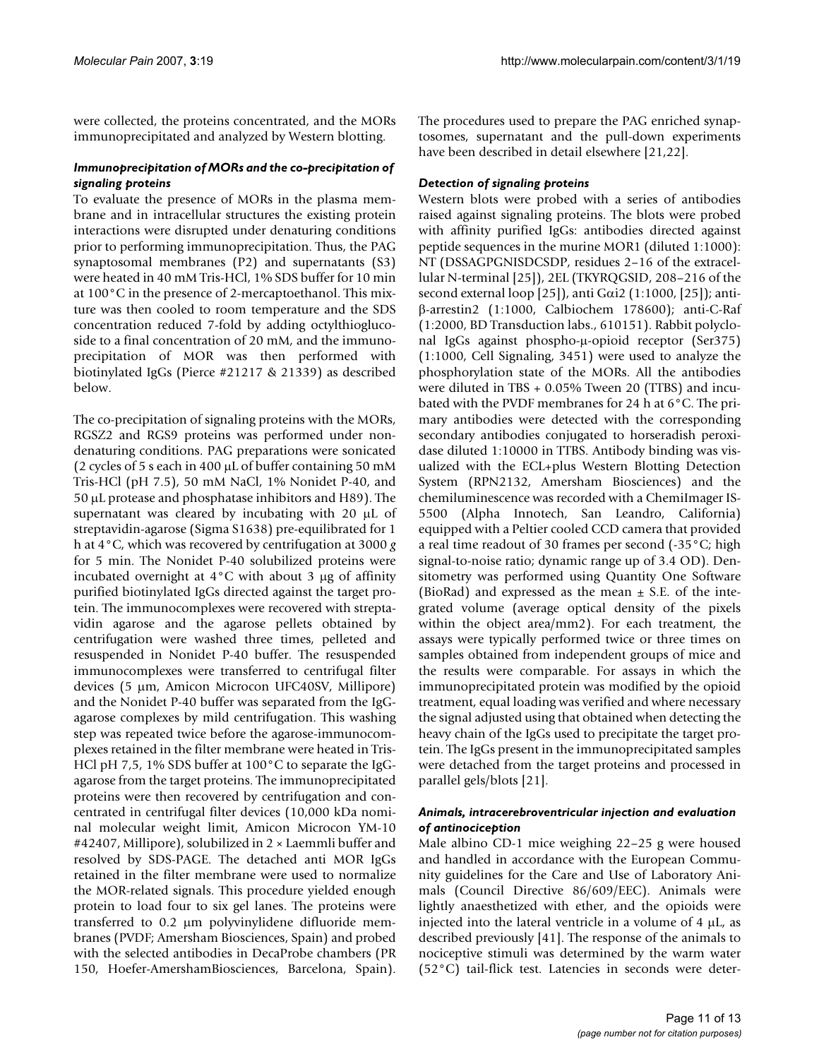were collected, the proteins concentrated, and the MORs immunoprecipitated and analyzed by Western blotting.

### *Immunoprecipitation of MORs and the co-precipitation of signaling proteins*

To evaluate the presence of MORs in the plasma membrane and in intracellular structures the existing protein interactions were disrupted under denaturing conditions prior to performing immunoprecipitation. Thus, the PAG synaptosomal membranes (P2) and supernatants (S3) were heated in 40 mM Tris-HCl, 1% SDS buffer for 10 min at 100°C in the presence of 2-mercaptoethanol. This mixture was then cooled to room temperature and the SDS concentration reduced 7-fold by adding octylthioglucoside to a final concentration of 20 mM, and the immunoprecipitation of MOR was then performed with biotinylated IgGs (Pierce #21217 & 21339) as described below.

The co-precipitation of signaling proteins with the MORs, RGSZ2 and RGS9 proteins was performed under non-denaturing conditions. PAG preparations were sonicated (2 cycles of 5 s each in 400 μL of buffer containing 50 mM Tris-HCl (pH 7.5), 50 mM NaCl, 1% Nonidet P-40, and 50 μL protease and phosphatase inhibitors and H89). The supernatant was cleared by incubating with 20 μL of streptavidin-agarose (Sigma S1638) pre-equilibrated for 1 h at 4°C, which was recovered by centrifugation at 3000 *g* for 5 min. The Nonidet P-40 solubilized proteins were incubated overnight at 4°C with about 3 μg of affinity purified biotinylated IgGs directed against the target protein. The immunocomplexes were recovered with streptavidin agarose and the agarose pellets obtained by centrifugation were washed three times, pelleted and resuspended in Nonidet P-40 buffer. The resuspended immunocomplexes were transferred to centrifugal filter devices (5 μm, Amicon Microcon UFC40SV, Millipore) and the Nonidet P-40 buffer was separated from the IgG-agarose complexes by mild centrifugation. This washing step was repeated twice before the agarose-immunocomplexes retained in the filter membrane were heated in Tris-HCl pH 7,5, 1% SDS buffer at 100°C to separate the IgG-agarose from the target proteins. The immunoprecipitated proteins were then recovered by centrifugation and concentrated in centrifugal filter devices (10,000 kDa nominal molecular weight limit, Amicon Microcon YM-10 #42407, Millipore), solubilized in 2 × Laemmli buffer and resolved by SDS-PAGE. The detached anti MOR IgGs retained in the filter membrane were used to normalize the MOR-related signals. This procedure yielded enough protein to load four to six gel lanes. The proteins were transferred to 0.2 μm polyvinylidene difluoride membranes (PVDF; Amersham Biosciences, Spain) and probed with the selected antibodies in DecaProbe chambers (PR 150, Hoefer-AmershamBiosciences, Barcelona, Spain). The procedures used to prepare the PAG enriched synaptosomes, supernatant and the pull-down experiments have been described in detail elsewhere [21,22].

### *Detection of signaling proteins*

Western blots were probed with a series of antibodies raised against signaling proteins. The blots were probed with affinity purified IgGs: antibodies directed against peptide sequences in the murine MOR1 (diluted 1:1000): NT (DSSAGPGNISDCSDP, residues 2–16 of the extracellular N-terminal [25]), 2EL (TKYRQGSID, 208–216 of the second external loop [25]), anti Gαi2 (1:1000, [25]); anti-β-arrestin2 (1:1000, Calbiochem 178600); anti-C-Raf (1:2000, BD Transduction labs., 610151). Rabbit polyclonal IgGs against phospho-μ-opioid receptor (Ser375) (1:1000, Cell Signaling, 3451) were used to analyze the phosphorylation state of the MORs. All the antibodies were diluted in TBS + 0.05% Tween 20 (TTBS) and incubated with the PVDF membranes for 24 h at 6°C. The primary antibodies were detected with the corresponding secondary antibodies conjugated to horseradish peroxidase diluted 1:10000 in TTBS. Antibody binding was visualized with the ECL+plus Western Blotting Detection System (RPN2132, Amersham Biosciences) and the chemiluminescence was recorded with a ChemiImager IS-5500 (Alpha Innotech, San Leandro, California) equipped with a Peltier cooled CCD camera that provided a real time readout of 30 frames per second (-35°C; high signal-to-noise ratio; dynamic range up of 3.4 OD). Densitometry was performed using Quantity One Software (BioRad) and expressed as the mean ± S.E. of the integrated volume (average optical density of the pixels within the object area/mm2). For each treatment, the assays were typically performed twice or three times on samples obtained from independent groups of mice and the results were comparable. For assays in which the immunoprecipitated protein was modified by the opioid treatment, equal loading was verified and where necessary the signal adjusted using that obtained when detecting the heavy chain of the IgGs used to precipitate the target protein. The IgGs present in the immunoprecipitated samples were detached from the target proteins and processed in parallel gels/blots [21].

### *Animals, intracerebroventricular injection and evaluation of antinociception*

Male albino CD-1 mice weighing 22–25 g were housed and handled in accordance with the European Community guidelines for the Care and Use of Laboratory Animals (Council Directive 86/609/EEC). Animals were lightly anaesthetized with ether, and the opioids were injected into the lateral ventricle in a volume of 4 μL, as described previously [41]. The response of the animals to nociceptive stimuli was determined by the warm water (52°C) tail-flick test. Latencies in seconds were deter-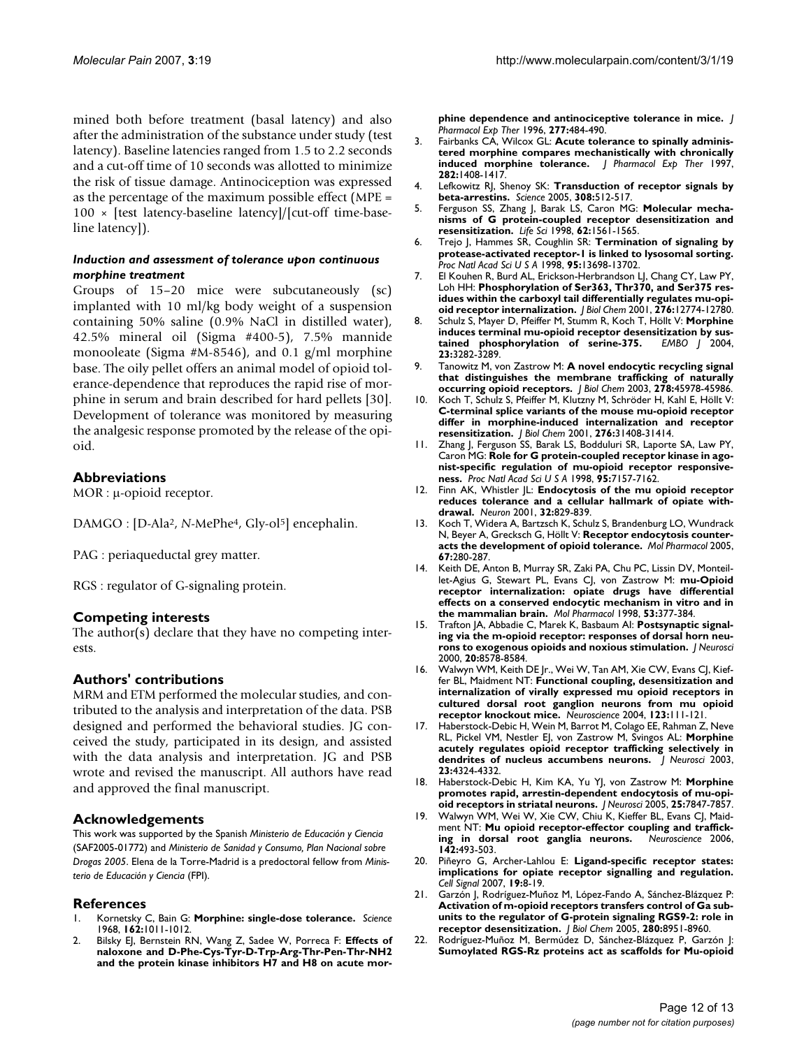mined both before treatment (basal latency) and also after the administration of the substance under study (test latency). Baseline latencies ranged from 1.5 to 2.2 seconds and a cut-off time of 10 seconds was allotted to minimize the risk of tissue damage. Antinociception was expressed as the percentage of the maximum possible effect (MPE = 100 × [test latency-baseline latency]/[cut-off time-baseline latency]).

### *Induction and assessment of tolerance upon continuous morphine treatment*

Groups of 15–20 mice were subcutaneously (sc) implanted with 10 ml/kg body weight of a suspension containing 50% saline (0.9% NaCl in distilled water), 42.5% mineral oil (Sigma #400-5), 7.5% mannide monooleate (Sigma #M-8546), and 0.1 g/ml morphine base. The oily pellet offers an animal model of opioid tolerance-dependence that reproduces the rapid rise of morphine in serum and brain described for hard pellets [30]. Development of tolerance was monitored by measuring the analgesic response promoted by the release of the opioid.

## Abbreviations

MOR : μ-opioid receptor.

DAMGO : [D-Ala[2], *N*-MePhe[4], Gly-ol[5]] encephalin.

PAG : periaqueductal grey matter.

RGS : regulator of G-signaling protein.

## Competing interests

The author(s) declare that they have no competing interests.

## Authors' contributions

MRM and ETM performed the molecular studies, and contributed to the analysis and interpretation of the data. PSB designed and performed the behavioral studies. JG conceived the study, participated in its design, and assisted with the data analysis and interpretation. JG and PSB wrote and revised the manuscript. All authors have read and approved the final manuscript.

## Acknowledgements

This work was supported by the Spanish *Ministerio de Educación y Ciencia* (SAF2005-01772) and *Ministerio de Sanidad y Consumo, Plan Nacional sobre Drogas 2005*. Elena de la Torre-Madrid is a predoctoral fellow from *Ministerio de Educación y Ciencia* (FPI).

## References

1. Kornetsky C, Bain G: **Morphine: single-dose tolerance.** *Science* 1968, **162:**1011-1012.
2. Bilsky EJ, Bernstein RN, Wang Z, Sadee W, Porreca F: **Effects of naloxone and D-Phe-Cys-Tyr-D-Trp-Arg-Thr-Pen-Thr-NH2 and the protein kinase inhibitors H7 and H8 on acute morphine dependence and antinociceptive tolerance in mice.** *J Pharmacol Exp Ther* 1996, **277:**484-490.
3. Fairbanks CA, Wilcox GL: **Acute tolerance to spinally administered morphine compares mechanistically with chronically induced morphine tolerance.** *J Pharmacol Exp Ther* 1997, **282:**1408-1417.
4. Lefkowitz RJ, Shenoy SK: **Transduction of receptor signals by beta-arrestins.** *Science* 2005, **308:**512-517.
5. Ferguson SS, Zhang J, Barak LS, Caron MG: **Molecular mechanisms of G protein-coupled receptor desensitization and resensitization.** *Life Sci* 1998, **62:**1561-1565.
6. Trejo J, Hammes SR, Coughlin SR: **Termination of signaling by protease-activated receptor-1 is linked to lysosomal sorting.** *Proc Natl Acad Sci U S A* 1998, **95:**13698-13702.
7. El Kouhen R, Burd AL, Erickson-Herbrandson LJ, Chang CY, Law PY, Loh HH: **Phosphorylation of Ser363, Thr370, and Ser375 residues within the carboxyl tail differentially regulates mu-opioid receptor internalization.** *J Biol Chem* 2001, **276:**12774-12780.
8. Schulz S, Mayer D, Pfeiffer M, Stumm R, Koch T, Höllt V: **Morphine induces terminal mu-opioid receptor desensitization by sustained phosphorylation of serine-375.** *EMBO J* 2004, **23:**3282-3289.
9. Tanowitz M, von Zastrow M: **A novel endocytic recycling signal that distinguishes the membrane trafficking of naturally occurring opioid receptors.** *J Biol Chem* 2003, **278:**45978-45986.
10. Koch T, Schulz S, Pfeiffer M, Klutzny M, Schröder H, Kahl E, Höllt V: **C-terminal splice variants of the mouse mu-opioid receptor differ in morphine-induced internalization and receptor resensitization.** *J Biol Chem* 2001, **276:**31408-31414.
11. Zhang J, Ferguson SS, Barak LS, Bodduluri SR, Laporte SA, Law PY, Caron MG: **Role for G protein-coupled receptor kinase in agonist-specific regulation of mu-opioid receptor responsiveness.** *Proc Natl Acad Sci U S A* 1998, **95:**7157-7162.
12. Finn AK, Whistler JL: **Endocytosis of the mu opioid receptor reduces tolerance and a cellular hallmark of opiate withdrawal.** *Neuron* 2001, **32:**829-839.
13. Koch T, Widera A, Bartzsch K, Schulz S, Brandenburg LO, Wundrack N, Beyer A, Grecksch G, Höllt V: **Receptor endocytosis counteracts the development of opioid tolerance.** *Mol Pharmacol* 2005, **67:**280-287.
14. Keith DE, Anton B, Murray SR, Zaki PA, Chu PC, Lissin DV, Monteillet-Agius G, Stewart PL, Evans CJ, von Zastrow M: **mu-Opioid receptor internalization: opiate drugs have differential effects on a conserved endocytic mechanism in vitro and in the mammalian brain.** *Mol Pharmacol* 1998, **53:**377-384.
15. Trafton JA, Abbadie C, Marek K, Basbaum AI: **Postsynaptic signaling via the m-opioid receptor: responses of dorsal horn neurons to exogenous opioids and noxious stimulation.** *J Neurosci* 2000, **20:**8578-8584.
16. Walwyn WM, Keith DE Jr., Wei W, Tan AM, Xie CW, Evans CJ, Kieffer BL, Maidment NT: **Functional coupling, desensitization and internalization of virally expressed mu opioid receptors in cultured dorsal root ganglion neurons from mu opioid receptor knockout mice.** *Neuroscience* 2004, **123:**111-121.
17. Haberstock-Debic H, Wein M, Barrot M, Colago EE, Rahman Z, Neve RL, Pickel VM, Nestler EJ, von Zastrow M, Svingos AL: **Morphine acutely regulates opioid receptor trafficking selectively in dendrites of nucleus accumbens neurons.** *J Neurosci* 2003, **23:**4324-4332.
18. Haberstock-Debic H, Kim KA, Yu YJ, von Zastrow M: **Morphine promotes rapid, arrestin-dependent endocytosis of mu-opioid receptors in striatal neurons.** *J Neurosci* 2005, **25:**7847-7857.
19. Walwyn WM, Wei W, Xie CW, Chiu K, Kieffer BL, Evans CJ, Maidment NT: **Mu opioid receptor-effector coupling and trafficking in dorsal root ganglia neurons.** *Neuroscience* 2006, **142:**493-503.
20. Piñeyro G, Archer-Lahlou E: **Ligand-specific receptor states: implications for opiate receptor signalling and regulation.** *Cell Signal* 2007, **19:**8-19.
21. Garzón J, Rodríguez-Muñoz M, López-Fando A, Sánchez-Blázquez P: **Activation of m-opioid receptors transfers control of Ga subunits to the regulator of G-protein signaling RGS9-2: role in receptor desensitization.** *J Biol Chem* 2005, **280:**8951-8960.
22. Rodríguez-Muñoz M, Bermúdez D, Sánchez-Blázquez P, Garzón J: **Sumoylated RGS-Rz proteins act as scaffolds for Mu-opioid**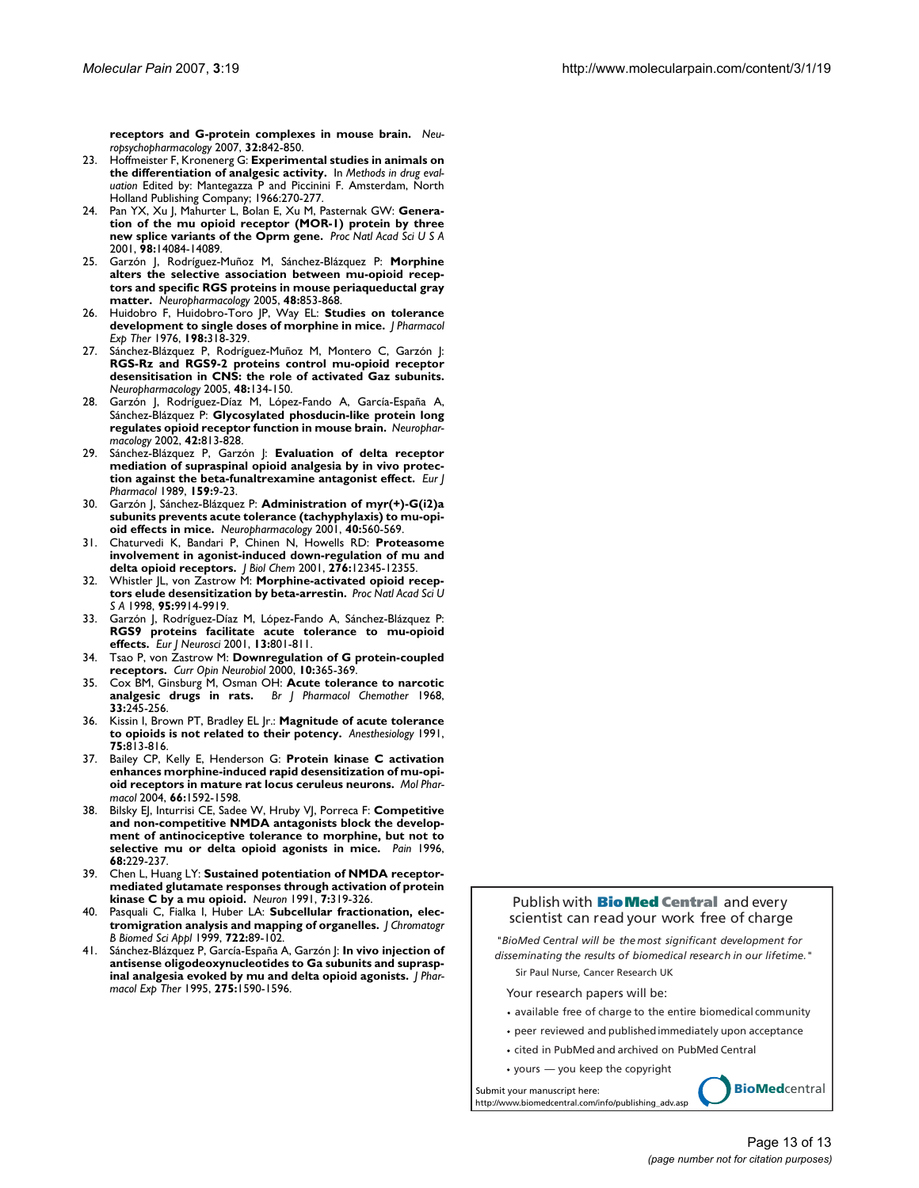receptors and G-protein complexes in mouse brain. *Neuropsychopharmacology* 2007, **32:**842-850.

23. Hoffmeister F, Kronenerg G: **Experimental studies in animals on the differentiation of analgesic activity.** In *Methods in drug evaluation* Edited by: Mantegazza P and Piccinini F. Amsterdam, North Holland Publishing Company; 1966:270-277.
24. Pan YX, Xu J, Mahurter L, Bolan E, Xu M, Pasternak GW: **Generation of the mu opioid receptor (MOR-1) protein by three new splice variants of the Oprm gene.** *Proc Natl Acad Sci U S A* 2001, **98:**14084-14089.
25. Garzón J, Rodríguez-Muñoz M, Sánchez-Blázquez P: **Morphine alters the selective association between mu-opioid receptors and specific RGS proteins in mouse periaqueductal gray matter.** *Neuropharmacology* 2005, **48:**853-868.
26. Huidobro F, Huidobro-Toro JP, Way EL: **Studies on tolerance development to single doses of morphine in mice.** *J Pharmacol Exp Ther* 1976, **198:**318-329.
27. Sánchez-Blázquez P, Rodríguez-Muñoz M, Montero C, Garzón J: **RGS-Rz and RGS9-2 proteins control mu-opioid receptor desensitisation in CNS: the role of activated Gαz subunits.** *Neuropharmacology* 2005, **48:**134-150.
28. Garzón J, Rodríguez-Díaz M, López-Fando A, García-España A, Sánchez-Blázquez P: **Glycosylated phosducin-like protein long regulates opioid receptor function in mouse brain.** *Neuropharmacology* 2002, **42:**813-828.
29. Sánchez-Blázquez P, Garzón J: **Evaluation of delta receptor mediation of supraspinal opioid analgesia by in vivo protection against the beta-funaltrexamine antagonist effect.** *Eur J Pharmacol* 1989, **159:**9-23.
30. Garzón J, Sánchez-Blázquez P: **Administration of myr(+)-G(i2)a subunits prevents acute tolerance (tachyphylaxis) to mu-opioid effects in mice.** *Neuropharmacology* 2001, **40:**560-569.
31. Chaturvedi K, Bandari P, Chinen N, Howells RD: **Proteasome involvement in agonist-induced down-regulation of mu and delta opioid receptors.** *J Biol Chem* 2001, **276:**12345-12355.
32. Whistler JL, von Zastrow M: **Morphine-activated opioid receptors elude desensitization by beta-arrestin.** *Proc Natl Acad Sci U S A* 1998, **95:**9914-9919.
33. Garzón J, Rodríguez-Díaz M, López-Fando A, Sánchez-Blázquez P: **RGS9 proteins facilitate acute tolerance to mu-opioid effects.** *Eur J Neurosci* 2001, **13:**801-811.
34. Tsao P, von Zastrow M: **Downregulation of G protein-coupled receptors.** *Curr Opin Neurobiol* 2000, **10:**365-369.
35. Cox BM, Ginsburg M, Osman OH: **Acute tolerance to narcotic analgesic drugs in rats.** *Br J Pharmacol Chemother* 1968, **33:**245-256.
36. Kissin I, Brown PT, Bradley EL Jr.: **Magnitude of acute tolerance to opioids is not related to their potency.** *Anesthesiology* 1991, **75:**813-816.
37. Bailey CP, Kelly E, Henderson G: **Protein kinase C activation enhances morphine-induced rapid desensitization of mu-opioid receptors in mature rat locus ceruleus neurons.** *Mol Pharmacol* 2004, **66:**1592-1598.
38. Bilsky EJ, Inturrisi CE, Sadee W, Hruby VJ, Porreca F: **Competitive and non-competitive NMDA antagonists block the development of antinociceptive tolerance to morphine, but not to selective mu or delta opioid agonists in mice.** *Pain* 1996, **68:**229-237.
39. Chen L, Huang LY: **Sustained potentiation of NMDA receptor-mediated glutamate responses through activation of protein kinase C by a mu opioid.** *Neuron* 1991, **7:**319-326.
40. Pasquali C, Fialka I, Huber LA: **Subcellular fractionation, electromigration analysis and mapping of organelles.** *J Chromatogr B Biomed Sci Appl* 1999, **722:**89-102.
41. Sánchez-Blázquez P, García-España A, Garzón J: **In vivo injection of antisense oligodeoxynucleotides to Gα subunits and supraspinal analgesia evoked by mu and delta opioid agonists.** *J Pharmacol Exp Ther* 1995, **275:**1590-1596.

Publish with **BioMed Central** and every scientist can read your work free of charge

*"BioMed Central will be the most significant development for disseminating the results of biomedical research in our lifetime."*

Sir Paul Nurse, Cancer Research UK

Your research papers will be:

- available free of charge to the entire biomedical community
- peer reviewed and published immediately upon acceptance
- cited in PubMed and archived on PubMed Central
- yours — you keep the copyright

Submit your manuscript here:
http://www.biomedcentral.com/info/publishing_adv.asp

**BioMed**central